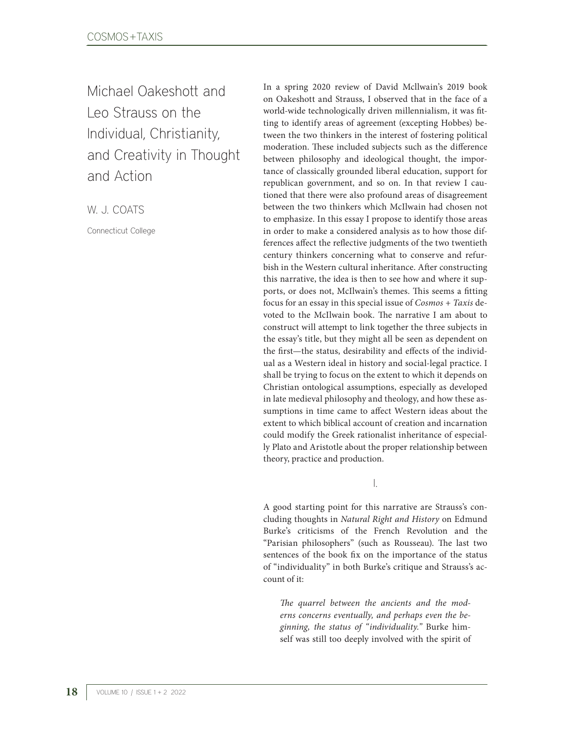# Michael Oakeshott and Leo Strauss on the Individual, Christianity, and Creativity in Thought and Action

W. J. COATS

Connecticut College

In a spring 2020 review of David McIlwain's 2019 book on Oakeshott and Strauss, I observed that in the face of a world-wide technologically driven millennialism, it was fitting to identify areas of agreement (excepting Hobbes) between the two thinkers in the interest of fostering political moderation. These included subjects such as the difference between philosophy and ideological thought, the importance of classically grounded liberal education, support for republican government, and so on. In that review I cautioned that there were also profound areas of disagreement between the two thinkers which McIlwain had chosen not to emphasize. In this essay I propose to identify those areas in order to make a considered analysis as to how those differences affect the reflective judgments of the two twentieth century thinkers concerning what to conserve and refurbish in the Western cultural inheritance. After constructing this narrative, the idea is then to see how and where it supports, or does not, McIlwain's themes. This seems a fitting focus for an essay in this special issue of *Cosmos + Taxis* devoted to the McIlwain book. The narrative I am about to construct will attempt to link together the three subjects in the essay's title, but they might all be seen as dependent on the first—the status, desirability and effects of the individual as a Western ideal in history and social-legal practice. I shall be trying to focus on the extent to which it depends on Christian ontological assumptions, especially as developed in late medieval philosophy and theology, and how these assumptions in time came to affect Western ideas about the extent to which biblical account of creation and incarnation could modify the Greek rationalist inheritance of especially Plato and Aristotle about the proper relationship between theory, practice and production.

## I.

A good starting point for this narrative are Strauss's concluding thoughts in *Natural Right and History* on Edmund Burke's criticisms of the French Revolution and the "Parisian philosophers" (such as Rousseau). The last two sentences of the book fix on the importance of the status of "individuality" in both Burke's critique and Strauss's account of it:

> *The quarrel between the ancients and the moderns concerns eventually, and perhaps even the beginning, the status of "individuality."* Burke himself was still too deeply involved with the spirit of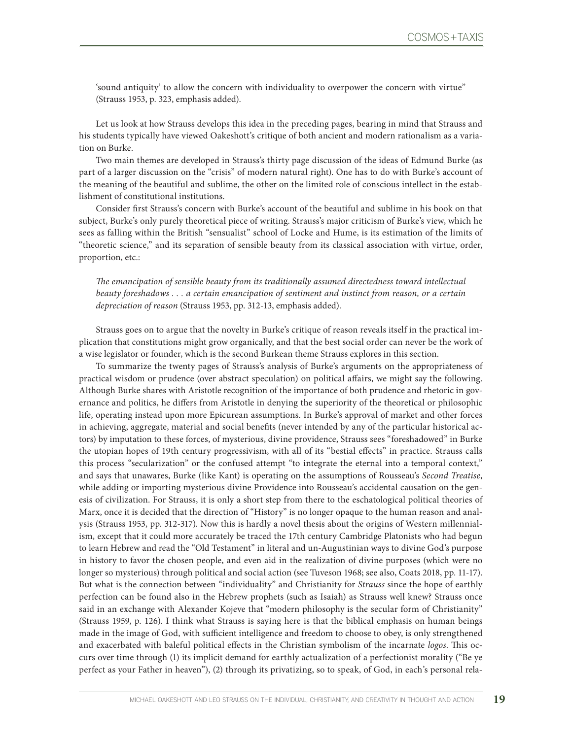'sound antiquity' to allow the concern with individuality to overpower the concern with virtue" (Strauss 1953, p. 323, emphasis added).

Let us look at how Strauss develops this idea in the preceding pages, bearing in mind that Strauss and his students typically have viewed Oakeshott's critique of both ancient and modern rationalism as a variation on Burke.

Two main themes are developed in Strauss's thirty page discussion of the ideas of Edmund Burke (as part of a larger discussion on the "crisis" of modern natural right). One has to do with Burke's account of the meaning of the beautiful and sublime, the other on the limited role of conscious intellect in the establishment of constitutional institutions.

Consider first Strauss's concern with Burke's account of the beautiful and sublime in his book on that subject, Burke's only purely theoretical piece of writing. Strauss's major criticism of Burke's view, which he sees as falling within the British "sensualist" school of Locke and Hume, is its estimation of the limits of "theoretic science," and its separation of sensible beauty from its classical association with virtue, order, proportion, etc.:

> *The emancipation of sensible beauty from its traditionally assumed directedness toward intellectual beauty foreshadows . . . a certain emancipation of sentiment and instinct from reason, or a certain depreciation of reason* (Strauss 1953, pp. 312-13, emphasis added).

Strauss goes on to argue that the novelty in Burke's critique of reason reveals itself in the practical implication that constitutions might grow organically, and that the best social order can never be the work of a wise legislator or founder, which is the second Burkean theme Strauss explores in this section.

To summarize the twenty pages of Strauss's analysis of Burke's arguments on the appropriateness of practical wisdom or prudence (over abstract speculation) on political affairs, we might say the following. Although Burke shares with Aristotle recognition of the importance of both prudence and rhetoric in governance and politics, he differs from Aristotle in denying the superiority of the theoretical or philosophic life, operating instead upon more Epicurean assumptions. In Burke's approval of market and other forces in achieving, aggregate, material and social benefits (never intended by any of the particular historical actors) by imputation to these forces, of mysterious, divine providence, Strauss sees "foreshadowed" in Burke the utopian hopes of 19th century progressivism, with all of its "bestial effects" in practice. Strauss calls this process "secularization" or the confused attempt "to integrate the eternal into a temporal context," and says that unawares, Burke (like Kant) is operating on the assumptions of Rousseau's *Second Treatise*, while adding or importing mysterious divine Providence into Rousseau's accidental causation on the genesis of civilization. For Strauss, it is only a short step from there to the eschatological political theories of Marx, once it is decided that the direction of "History" is no longer opaque to the human reason and analysis (Strauss 1953, pp. 312-317). Now this is hardly a novel thesis about the origins of Western millennialism, except that it could more accurately be traced the 17th century Cambridge Platonists who had begun to learn Hebrew and read the "Old Testament" in literal and un-Augustinian ways to divine God's purpose in history to favor the chosen people, and even aid in the realization of divine purposes (which were no longer so mysterious) through political and social action (see Tuveson 1968; see also, Coats 2018, pp. 11-17). But what is the connection between "individuality" and Christianity for *Strauss* since the hope of earthly perfection can be found also in the Hebrew prophets (such as Isaiah) as Strauss well knew? Strauss once said in an exchange with Alexander Kojeve that "modern philosophy is the secular form of Christianity" (Strauss 1959, p. 126). I think what Strauss is saying here is that the biblical emphasis on human beings made in the image of God, with sufficient intelligence and freedom to choose to obey, is only strengthened and exacerbated with baleful political effects in the Christian symbolism of the incarnate *logos*. This occurs over time through (1) its implicit demand for earthly actualization of a perfectionist morality ("Be ye perfect as your Father in heaven"), (2) through its privatizing, so to speak, of God, in each's personal rela-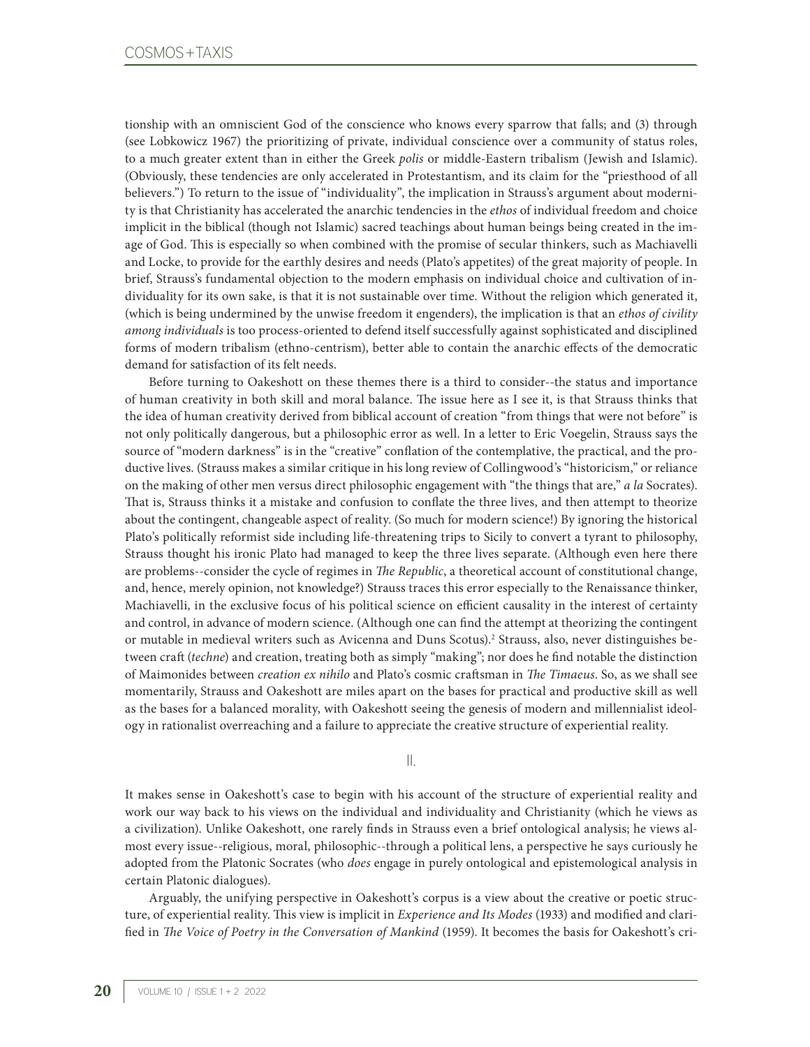tionship with an omniscient God of the conscience who knows every sparrow that falls; and (3) through (see Lobkowicz 1967) the prioritizing of private, individual conscience over a community of status roles, to a much greater extent than in either the Greek *polis* or middle-Eastern tribalism (Jewish and Islamic). (Obviously, these tendencies are only accelerated in Protestantism, and its claim for the "priesthood of all believers.") To return to the issue of "individuality", the implication in Strauss's argument about modernity is that Christianity has accelerated the anarchic tendencies in the *ethos* of individual freedom and choice implicit in the biblical (though not Islamic) sacred teachings about human beings being created in the image of God. This is especially so when combined with the promise of secular thinkers, such as Machiavelli and Locke, to provide for the earthly desires and needs (Plato's appetites) of the great majority of people. In brief, Strauss's fundamental objection to the modern emphasis on individual choice and cultivation of individuality for its own sake, is that it is not sustainable over time. Without the religion which generated it, (which is being undermined by the unwise freedom it engenders), the implication is that an *ethos of civility among individuals* is too process-oriented to defend itself successfully against sophisticated and disciplined forms of modern tribalism (ethno-centrism), better able to contain the anarchic effects of the democratic demand for satisfaction of its felt needs.

Before turning to Oakeshott on these themes there is a third to consider--the status and importance of human creativity in both skill and moral balance. The issue here as I see it, is that Strauss thinks that the idea of human creativity derived from biblical account of creation "from things that were not before" is not only politically dangerous, but a philosophic error as well. In a letter to Eric Voegelin, Strauss says the source of "modern darkness" is in the "creative" conflation of the contemplative, the practical, and the productive lives. (Strauss makes a similar critique in his long review of Collingwood's "historicism," or reliance on the making of other men versus direct philosophic engagement with "the things that are," *a la* Socrates). That is, Strauss thinks it a mistake and confusion to conflate the three lives, and then attempt to theorize about the contingent, changeable aspect of reality. (So much for modern science!) By ignoring the historical Plato's politically reformist side including life-threatening trips to Sicily to convert a tyrant to philosophy, Strauss thought his ironic Plato had managed to keep the three lives separate. (Although even here there are problems--consider the cycle of regimes in *The Republic*, a theoretical account of constitutional change, and, hence, merely opinion, not knowledge?) Strauss traces this error especially to the Renaissance thinker, Machiavelli, in the exclusive focus of his political science on efficient causality in the interest of certainty and control, in advance of modern science. (Although one can find the attempt at theorizing the contingent or mutable in medieval writers such as Avicenna and Duns Scotus).[2] Strauss, also, never distinguishes between craft (*techne*) and creation, treating both as simply "making"; nor does he find notable the distinction of Maimonides between *creation ex nihilo* and Plato's cosmic craftsman in *The Timaeus*. So, as we shall see momentarily, Strauss and Oakeshott are miles apart on the bases for practical and productive skill as well as the bases for a balanced morality, with Oakeshott seeing the genesis of modern and millennialist ideology in rationalist overreaching and a failure to appreciate the creative structure of experiential reality.

## II.

It makes sense in Oakeshott's case to begin with his account of the structure of experiential reality and work our way back to his views on the individual and individuality and Christianity (which he views as a civilization). Unlike Oakeshott, one rarely finds in Strauss even a brief ontological analysis; he views almost every issue--religious, moral, philosophic--through a political lens, a perspective he says curiously he adopted from the Platonic Socrates (who *does* engage in purely ontological and epistemological analysis in certain Platonic dialogues).

Arguably, the unifying perspective in Oakeshott's corpus is a view about the creative or poetic structure, of experiential reality. This view is implicit in *Experience and Its Modes* (1933) and modified and clarified in *The Voice of Poetry in the Conversation of Mankind* (1959). It becomes the basis for Oakeshott's cri-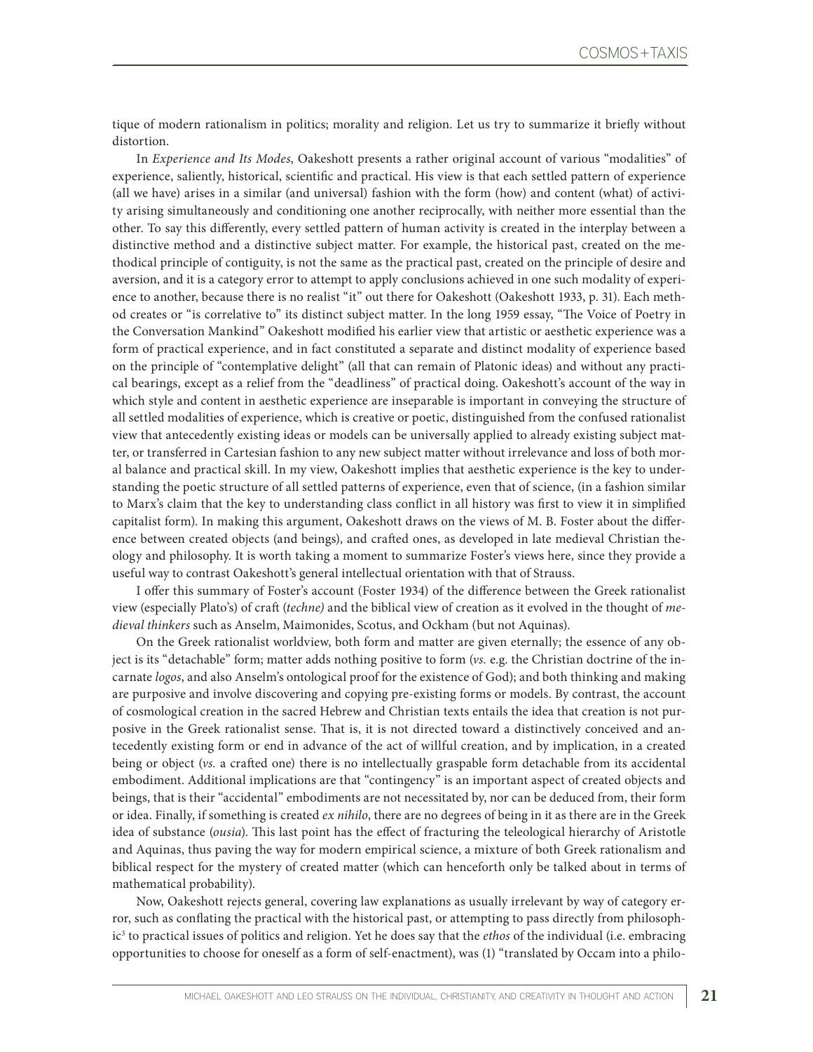tique of modern rationalism in politics; morality and religion. Let us try to summarize it briefly without distortion.

In *Experience and Its Modes*, Oakeshott presents a rather original account of various "modalities" of experience, saliently, historical, scientific and practical. His view is that each settled pattern of experience (all we have) arises in a similar (and universal) fashion with the form (how) and content (what) of activity arising simultaneously and conditioning one another reciprocally, with neither more essential than the other. To say this differently, every settled pattern of human activity is created in the interplay between a distinctive method and a distinctive subject matter. For example, the historical past, created on the methodical principle of contiguity, is not the same as the practical past, created on the principle of desire and aversion, and it is a category error to attempt to apply conclusions achieved in one such modality of experience to another, because there is no realist "it" out there for Oakeshott (Oakeshott 1933, p. 31). Each method creates or "is correlative to" its distinct subject matter. In the long 1959 essay, "The Voice of Poetry in the Conversation Mankind" Oakeshott modified his earlier view that artistic or aesthetic experience was a form of practical experience, and in fact constituted a separate and distinct modality of experience based on the principle of "contemplative delight" (all that can remain of Platonic ideas) and without any practical bearings, except as a relief from the "deadliness" of practical doing. Oakeshott's account of the way in which style and content in aesthetic experience are inseparable is important in conveying the structure of all settled modalities of experience, which is creative or poetic, distinguished from the confused rationalist view that antecedently existing ideas or models can be universally applied to already existing subject matter, or transferred in Cartesian fashion to any new subject matter without irrelevance and loss of both moral balance and practical skill. In my view, Oakeshott implies that aesthetic experience is the key to understanding the poetic structure of all settled patterns of experience, even that of science, (in a fashion similar to Marx's claim that the key to understanding class conflict in all history was first to view it in simplified capitalist form). In making this argument, Oakeshott draws on the views of M. B. Foster about the difference between created objects (and beings), and crafted ones, as developed in late medieval Christian theology and philosophy. It is worth taking a moment to summarize Foster's views here, since they provide a useful way to contrast Oakeshott's general intellectual orientation with that of Strauss.

I offer this summary of Foster's account (Foster 1934) of the difference between the Greek rationalist view (especially Plato's) of craft (*techne)* and the biblical view of creation as it evolved in the thought of *medieval thinkers* such as Anselm, Maimonides, Scotus, and Ockham (but not Aquinas).

On the Greek rationalist worldview, both form and matter are given eternally; the essence of any object is its "detachable" form; matter adds nothing positive to form (*vs.* e.g. the Christian doctrine of the incarnate *logos*, and also Anselm's ontological proof for the existence of God); and both thinking and making are purposive and involve discovering and copying pre-existing forms or models. By contrast, the account of cosmological creation in the sacred Hebrew and Christian texts entails the idea that creation is not purposive in the Greek rationalist sense. That is, it is not directed toward a distinctively conceived and antecedently existing form or end in advance of the act of willful creation, and by implication, in a created being or object (*vs.* a crafted one) there is no intellectually graspable form detachable from its accidental embodiment. Additional implications are that "contingency" is an important aspect of created objects and beings, that is their "accidental" embodiments are not necessitated by, nor can be deduced from, their form or idea. Finally, if something is created *ex nihilo*, there are no degrees of being in it as there are in the Greek idea of substance (*ousia*). This last point has the effect of fracturing the teleological hierarchy of Aristotle and Aquinas, thus paving the way for modern empirical science, a mixture of both Greek rationalism and biblical respect for the mystery of created matter (which can henceforth only be talked about in terms of mathematical probability).

Now, Oakeshott rejects general, covering law explanations as usually irrelevant by way of category error, such as conflating the practical with the historical past, or attempting to pass directly from philosophic[3] to practical issues of politics and religion. Yet he does say that the *ethos* of the individual (i.e. embracing opportunities to choose for oneself as a form of self-enactment), was (1) "translated by Occam into a philo-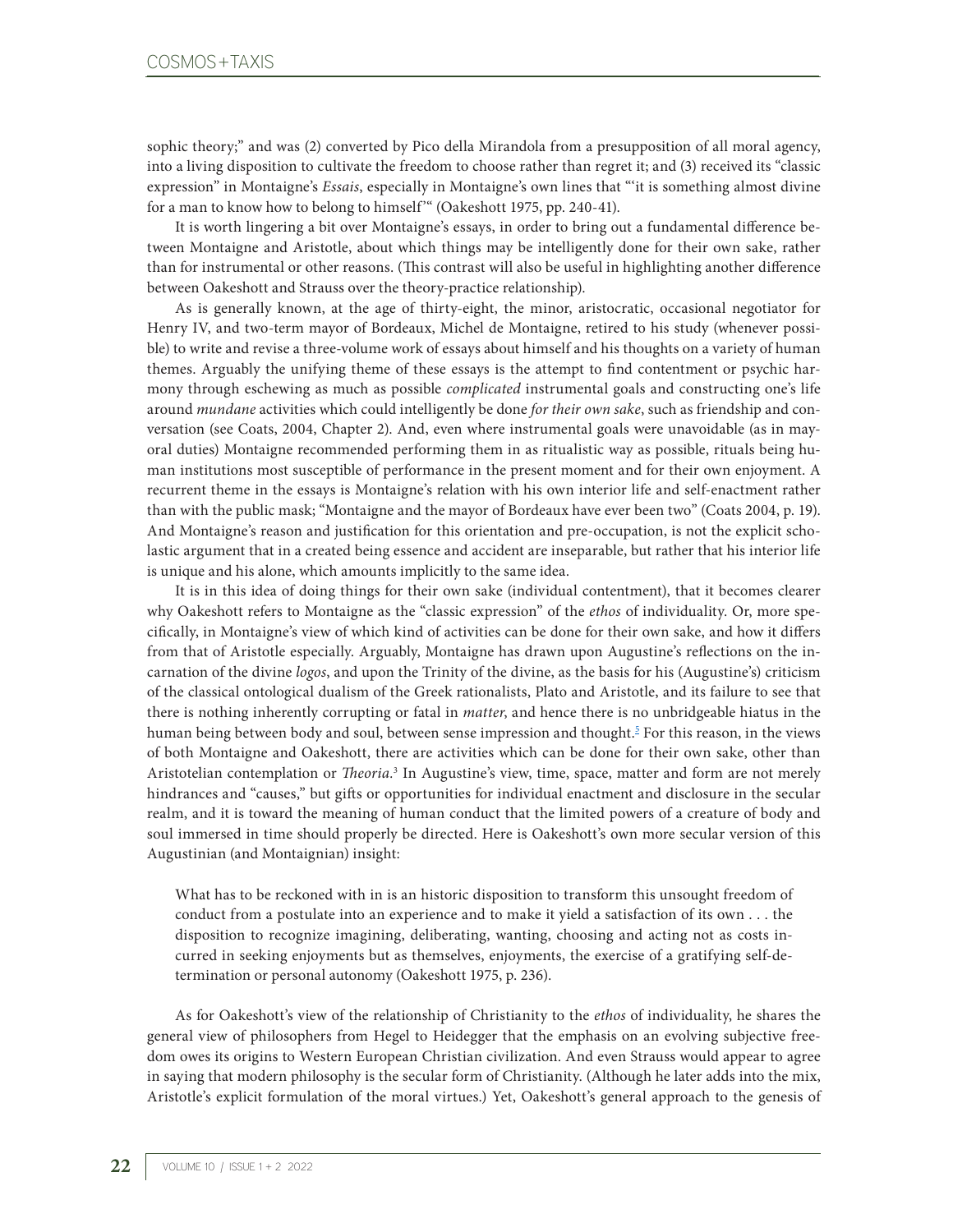sophic theory;" and was (2) converted by Pico della Mirandola from a presupposition of all moral agency, into a living disposition to cultivate the freedom to choose rather than regret it; and (3) received its "classic expression" in Montaigne's *Essais*, especially in Montaigne's own lines that "'it is something almost divine for a man to know how to belong to himself'" (Oakeshott 1975, pp. 240-41).

It is worth lingering a bit over Montaigne's essays, in order to bring out a fundamental difference between Montaigne and Aristotle, about which things may be intelligently done for their own sake, rather than for instrumental or other reasons. (This contrast will also be useful in highlighting another difference between Oakeshott and Strauss over the theory-practice relationship).

As is generally known, at the age of thirty-eight, the minor, aristocratic, occasional negotiator for Henry IV, and two-term mayor of Bordeaux, Michel de Montaigne, retired to his study (whenever possible) to write and revise a three-volume work of essays about himself and his thoughts on a variety of human themes. Arguably the unifying theme of these essays is the attempt to find contentment or psychic harmony through eschewing as much as possible *complicated* instrumental goals and constructing one's life around *mundane* activities which could intelligently be done *for their own sake*, such as friendship and conversation (see Coats, 2004, Chapter 2). And, even where instrumental goals were unavoidable (as in mayoral duties) Montaigne recommended performing them in as ritualistic way as possible, rituals being human institutions most susceptible of performance in the present moment and for their own enjoyment. A recurrent theme in the essays is Montaigne's relation with his own interior life and self-enactment rather than with the public mask; "Montaigne and the mayor of Bordeaux have ever been two" (Coats 2004, p. 19). And Montaigne's reason and justification for this orientation and pre-occupation, is not the explicit scholastic argument that in a created being essence and accident are inseparable, but rather that his interior life is unique and his alone, which amounts implicitly to the same idea.

It is in this idea of doing things for their own sake (individual contentment), that it becomes clearer why Oakeshott refers to Montaigne as the "classic expression" of the *ethos* of individuality. Or, more specifically, in Montaigne's view of which kind of activities can be done for their own sake, and how it differs from that of Aristotle especially. Arguably, Montaigne has drawn upon Augustine's reflections on the incarnation of the divine *logos*, and upon the Trinity of the divine, as the basis for his (Augustine's) criticism of the classical ontological dualism of the Greek rationalists, Plato and Aristotle, and its failure to see that there is nothing inherently corrupting or fatal in *matter*, and hence there is no unbridgeable hiatus in the human being between body and soul, between sense impression and thought.[5] For this reason, in the views of both Montaigne and Oakeshott, there are activities which can be done for their own sake, other than Aristotelian contemplation or *Theoria*.[3] In Augustine's view, time, space, matter and form are not merely hindrances and "causes," but gifts or opportunities for individual enactment and disclosure in the secular realm, and it is toward the meaning of human conduct that the limited powers of a creature of body and soul immersed in time should properly be directed. Here is Oakeshott's own more secular version of this Augustinian (and Montaignian) insight:

> What has to be reckoned with in is an historic disposition to transform this unsought freedom of conduct from a postulate into an experience and to make it yield a satisfaction of its own . . . the disposition to recognize imagining, deliberating, wanting, choosing and acting not as costs incurred in seeking enjoyments but as themselves, enjoyments, the exercise of a gratifying self-determination or personal autonomy (Oakeshott 1975, p. 236).

As for Oakeshott's view of the relationship of Christianity to the *ethos* of individuality, he shares the general view of philosophers from Hegel to Heidegger that the emphasis on an evolving subjective freedom owes its origins to Western European Christian civilization. And even Strauss would appear to agree in saying that modern philosophy is the secular form of Christianity. (Although he later adds into the mix, Aristotle's explicit formulation of the moral virtues.) Yet, Oakeshott's general approach to the genesis of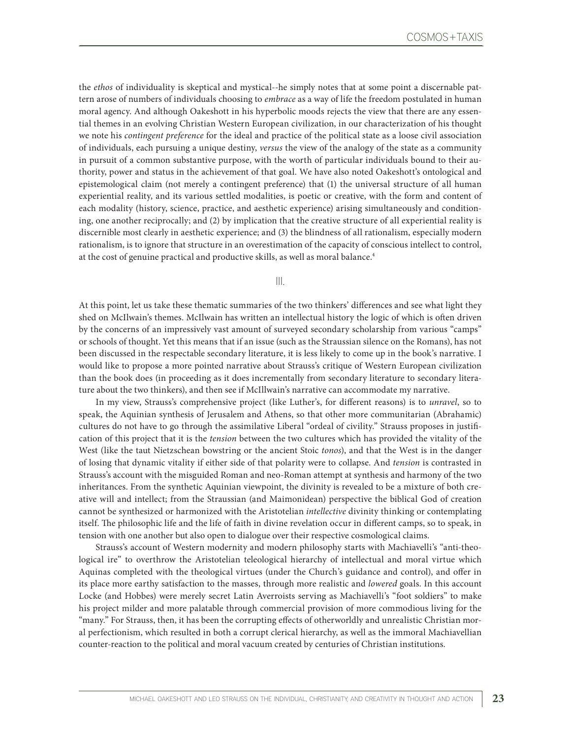the *ethos* of individuality is skeptical and mystical--he simply notes that at some point a discernable pattern arose of numbers of individuals choosing to *embrace* as a way of life the freedom postulated in human moral agency. And although Oakeshott in his hyperbolic moods rejects the view that there are any essential themes in an evolving Christian Western European civilization, in our characterization of his thought we note his *contingent preference* for the ideal and practice of the political state as a loose civil association of individuals, each pursuing a unique destiny, *versus* the view of the analogy of the state as a community in pursuit of a common substantive purpose, with the worth of particular individuals bound to their authority, power and status in the achievement of that goal. We have also noted Oakeshott's ontological and epistemological claim (not merely a contingent preference) that (1) the universal structure of all human experiential reality, and its various settled modalities, is poetic or creative, with the form and content of each modality (history, science, practice, and aesthetic experience) arising simultaneously and conditioning, one another reciprocally; and (2) by implication that the creative structure of all experiential reality is discernible most clearly in aesthetic experience; and (3) the blindness of all rationalism, especially modern rationalism, is to ignore that structure in an overestimation of the capacity of conscious intellect to control, at the cost of genuine practical and productive skills, as well as moral balance.[4]

## III.

At this point, let us take these thematic summaries of the two thinkers' differences and see what light they shed on McIlwain's themes. McIlwain has written an intellectual history the logic of which is often driven by the concerns of an impressively vast amount of surveyed secondary scholarship from various "camps" or schools of thought. Yet this means that if an issue (such as the Straussian silence on the Romans), has not been discussed in the respectable secondary literature, it is less likely to come up in the book's narrative. I would like to propose a more pointed narrative about Strauss's critique of Western European civilization than the book does (in proceeding as it does incrementally from secondary literature to secondary literature about the two thinkers), and then see if McIllwain's narrative can accommodate my narrative.

In my view, Strauss's comprehensive project (like Luther's, for different reasons) is to *unravel*, so to speak, the Aquinian synthesis of Jerusalem and Athens, so that other more communitarian (Abrahamic) cultures do not have to go through the assimilative Liberal "ordeal of civility." Strauss proposes in justification of this project that it is the *tension* between the two cultures which has provided the vitality of the West (like the taut Nietzschean bowstring or the ancient Stoic *tonos*), and that the West is in the danger of losing that dynamic vitality if either side of that polarity were to collapse. And *tension* is contrasted in Strauss's account with the misguided Roman and neo-Roman attempt at synthesis and harmony of the two inheritances. From the synthetic Aquinian viewpoint, the divinity is revealed to be a mixture of both creative will and intellect; from the Straussian (and Maimonidean) perspective the biblical God of creation cannot be synthesized or harmonized with the Aristotelian *intellective* divinity thinking or contemplating itself. The philosophic life and the life of faith in divine revelation occur in different camps, so to speak, in tension with one another but also open to dialogue over their respective cosmological claims.

Strauss's account of Western modernity and modern philosophy starts with Machiavelli's "anti-theological ire" to overthrow the Aristotelian teleological hierarchy of intellectual and moral virtue which Aquinas completed with the theological virtues (under the Church's guidance and control), and offer in its place more earthy satisfaction to the masses, through more realistic and *lowered* goals. In this account Locke (and Hobbes) were merely secret Latin Averroists serving as Machiavelli's "foot soldiers" to make his project milder and more palatable through commercial provision of more commodious living for the "many." For Strauss, then, it has been the corrupting effects of otherworldly and unrealistic Christian moral perfectionism, which resulted in both a corrupt clerical hierarchy, as well as the immoral Machiavellian counter-reaction to the political and moral vacuum created by centuries of Christian institutions.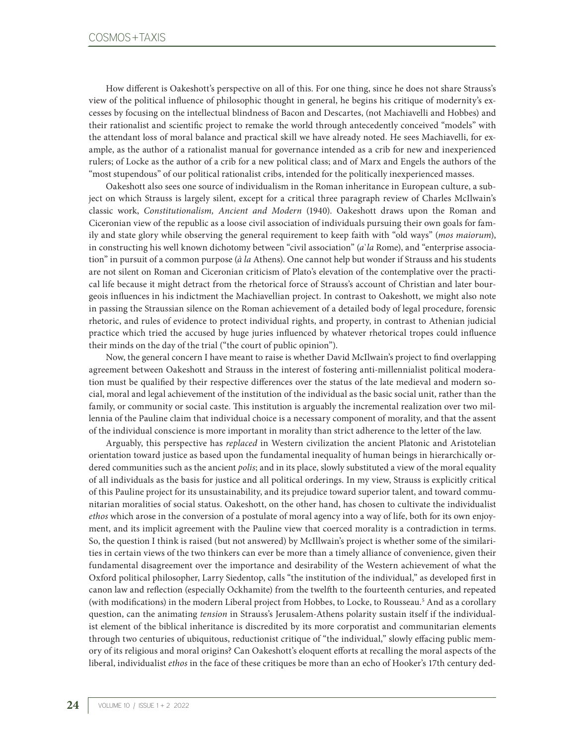How different is Oakeshott's perspective on all of this. For one thing, since he does not share Strauss's view of the political influence of philosophic thought in general, he begins his critique of modernity's excesses by focusing on the intellectual blindness of Bacon and Descartes, (not Machiavelli and Hobbes) and their rationalist and scientific project to remake the world through antecedently conceived "models" with the attendant loss of moral balance and practical skill we have already noted. He sees Machiavelli, for example, as the author of a rationalist manual for governance intended as a crib for new and inexperienced rulers; of Locke as the author of a crib for a new political class; and of Marx and Engels the authors of the "most stupendous" of our political rationalist cribs, intended for the politically inexperienced masses.

Oakeshott also sees one source of individualism in the Roman inheritance in European culture, a subject on which Strauss is largely silent, except for a critical three paragraph review of Charles McIlwain's classic work, *Constitutionalism, Ancient and Modern* (1940). Oakeshott draws upon the Roman and Ciceronian view of the republic as a loose civil association of individuals pursuing their own goals for family and state glory while observing the general requirement to keep faith with "old ways" (*mos maiorum*), in constructing his well known dichotomy between "civil association" (*a`la* Rome), and "enterprise association" in pursuit of a common purpose (*à la* Athens). One cannot help but wonder if Strauss and his students are not silent on Roman and Ciceronian criticism of Plato's elevation of the contemplative over the practical life because it might detract from the rhetorical force of Strauss's account of Christian and later bourgeois influences in his indictment the Machiavellian project. In contrast to Oakeshott, we might also note in passing the Straussian silence on the Roman achievement of a detailed body of legal procedure, forensic rhetoric, and rules of evidence to protect individual rights, and property, in contrast to Athenian judicial practice which tried the accused by huge juries influenced by whatever rhetorical tropes could influence their minds on the day of the trial ("the court of public opinion").

Now, the general concern I have meant to raise is whether David McIlwain's project to find overlapping agreement between Oakeshott and Strauss in the interest of fostering anti-millennialist political moderation must be qualified by their respective differences over the status of the late medieval and modern social, moral and legal achievement of the institution of the individual as the basic social unit, rather than the family, or community or social caste. This institution is arguably the incremental realization over two millennia of the Pauline claim that individual choice is a necessary component of morality, and that the assent of the individual conscience is more important in morality than strict adherence to the letter of the law.

Arguably, this perspective has *replaced* in Western civilization the ancient Platonic and Aristotelian orientation toward justice as based upon the fundamental inequality of human beings in hierarchically ordered communities such as the ancient *polis*; and in its place, slowly substituted a view of the moral equality of all individuals as the basis for justice and all political orderings. In my view, Strauss is explicitly critical of this Pauline project for its unsustainability, and its prejudice toward superior talent, and toward communitarian moralities of social status. Oakeshott, on the other hand, has chosen to cultivate the individualist *ethos* which arose in the conversion of a postulate of moral agency into a way of life, both for its own enjoyment, and its implicit agreement with the Pauline view that coerced morality is a contradiction in terms. So, the question I think is raised (but not answered) by McIllwain's project is whether some of the similarities in certain views of the two thinkers can ever be more than a timely alliance of convenience, given their fundamental disagreement over the importance and desirability of the Western achievement of what the Oxford political philosopher, Larry Siedentop, calls "the institution of the individual," as developed first in canon law and reflection (especially Ockhamite) from the twelfth to the fourteenth centuries, and repeated (with modifications) in the modern Liberal project from Hobbes, to Locke, to Rousseau.[5] And as a corollary question, can the animating *tension* in Strauss's Jerusalem-Athens polarity sustain itself if the individualist element of the biblical inheritance is discredited by its more corporatist and communitarian elements through two centuries of ubiquitous, reductionist critique of "the individual," slowly effacing public memory of its religious and moral origins? Can Oakeshott's eloquent efforts at recalling the moral aspects of the liberal, individualist *ethos* in the face of these critiques be more than an echo of Hooker's 17th century ded-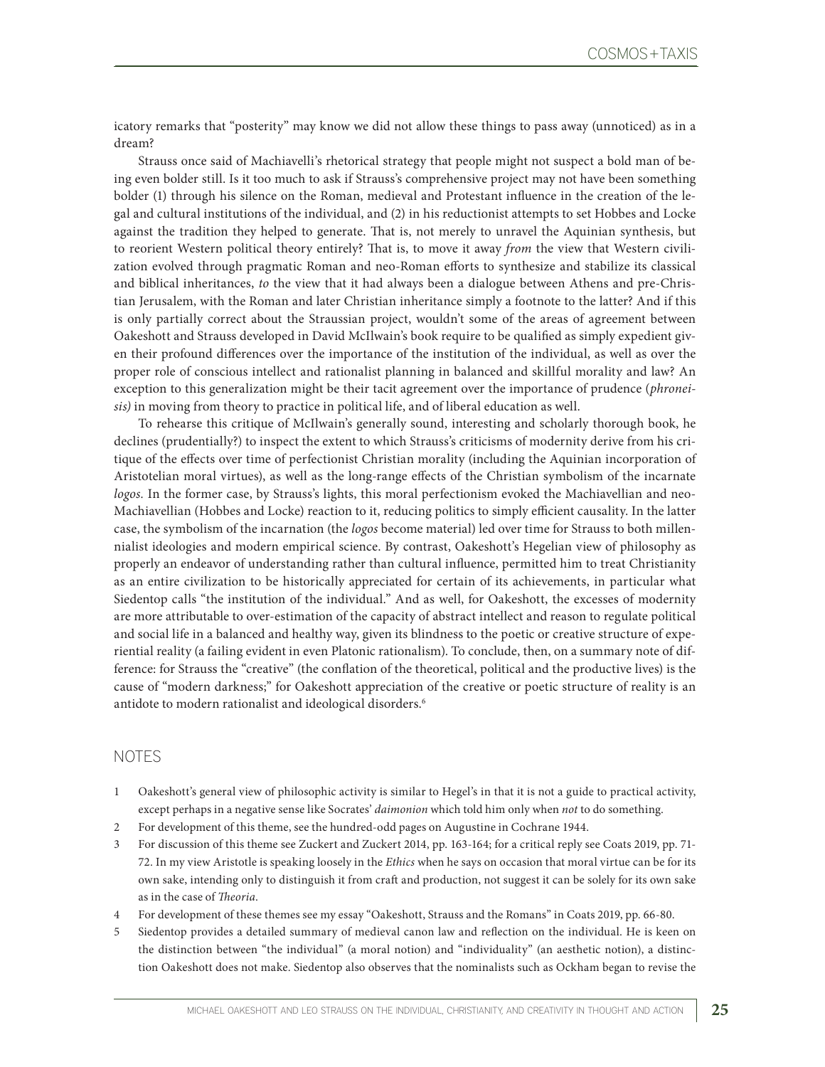icatory remarks that "posterity" may know we did not allow these things to pass away (unnoticed) as in a dream?

Strauss once said of Machiavelli's rhetorical strategy that people might not suspect a bold man of being even bolder still. Is it too much to ask if Strauss's comprehensive project may not have been something bolder (1) through his silence on the Roman, medieval and Protestant influence in the creation of the legal and cultural institutions of the individual, and (2) in his reductionist attempts to set Hobbes and Locke against the tradition they helped to generate. That is, not merely to unravel the Aquinian synthesis, but to reorient Western political theory entirely? That is, to move it away *from* the view that Western civilization evolved through pragmatic Roman and neo-Roman efforts to synthesize and stabilize its classical and biblical inheritances, *to* the view that it had always been a dialogue between Athens and pre-Christian Jerusalem, with the Roman and later Christian inheritance simply a footnote to the latter? And if this is only partially correct about the Straussian project, wouldn't some of the areas of agreement between Oakeshott and Strauss developed in David McIlwain's book require to be qualified as simply expedient given their profound differences over the importance of the institution of the individual, as well as over the proper role of conscious intellect and rationalist planning in balanced and skillful morality and law? An exception to this generalization might be their tacit agreement over the importance of prudence (*phroneisis)* in moving from theory to practice in political life, and of liberal education as well.

To rehearse this critique of McIlwain's generally sound, interesting and scholarly thorough book, he declines (prudentially?) to inspect the extent to which Strauss's criticisms of modernity derive from his critique of the effects over time of perfectionist Christian morality (including the Aquinian incorporation of Aristotelian moral virtues), as well as the long-range effects of the Christian symbolism of the incarnate *logos.* In the former case, by Strauss's lights, this moral perfectionism evoked the Machiavellian and neo-Machiavellian (Hobbes and Locke) reaction to it, reducing politics to simply efficient causality. In the latter case, the symbolism of the incarnation (the *logos* become material) led over time for Strauss to both millennialist ideologies and modern empirical science. By contrast, Oakeshott's Hegelian view of philosophy as properly an endeavor of understanding rather than cultural influence, permitted him to treat Christianity as an entire civilization to be historically appreciated for certain of its achievements, in particular what Siedentop calls "the institution of the individual." And as well, for Oakeshott, the excesses of modernity are more attributable to over-estimation of the capacity of abstract intellect and reason to regulate political and social life in a balanced and healthy way, given its blindness to the poetic or creative structure of experiential reality (a failing evident in even Platonic rationalism). To conclude, then, on a summary note of difference: for Strauss the "creative" (the conflation of the theoretical, political and the productive lives) is the cause of "modern darkness;" for Oakeshott appreciation of the creative or poetic structure of reality is an antidote to modern rationalist and ideological disorders.[6]

## NOTES

1. Oakeshott's general view of philosophic activity is similar to Hegel's in that it is not a guide to practical activity, except perhaps in a negative sense like Socrates' *daimonion* which told him only when *not* to do something.
2. For development of this theme, see the hundred-odd pages on Augustine in Cochrane 1944.
3. For discussion of this theme see Zuckert and Zuckert 2014, pp. 163-164; for a critical reply see Coats 2019, pp. 71-72. In my view Aristotle is speaking loosely in the *Ethics* when he says on occasion that moral virtue can be for its own sake, intending only to distinguish it from craft and production, not suggest it can be solely for its own sake as in the case of *Theoria*.
4. For development of these themes see my essay "Oakeshott, Strauss and the Romans" in Coats 2019, pp. 66-80.
5. Siedentop provides a detailed summary of medieval canon law and reflection on the individual. He is keen on the distinction between "the individual" (a moral notion) and "individuality" (an aesthetic notion), a distinction Oakeshott does not make. Siedentop also observes that the nominalists such as Ockham began to revise the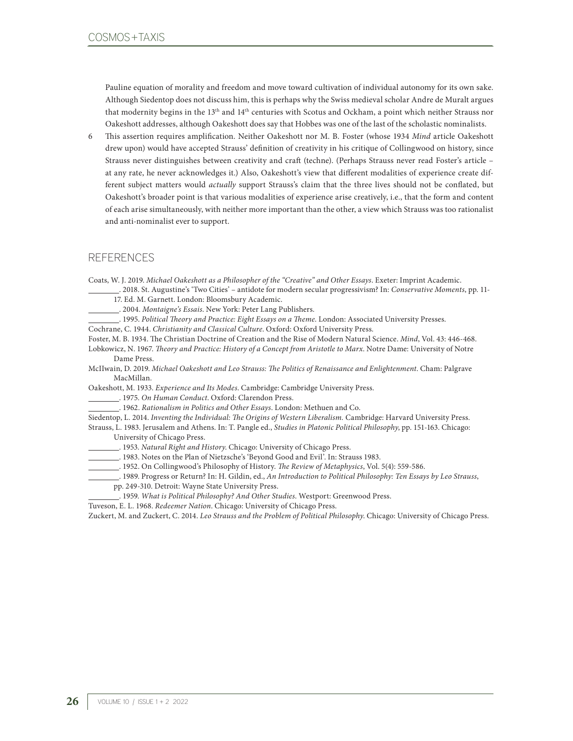Pauline equation of morality and freedom and move toward cultivation of individual autonomy for its own sake. Although Siedentop does not discuss him, this is perhaps why the Swiss medieval scholar Andre de Muralt argues that modernity begins in the 13th and 14th centuries with Scotus and Ockham, a point which neither Strauss nor Oakeshott addresses, although Oakeshott does say that Hobbes was one of the last of the scholastic nominalists.

6 This assertion requires amplification. Neither Oakeshott nor M. B. Foster (whose 1934 *Mind* article Oakeshott drew upon) would have accepted Strauss' definition of creativity in his critique of Collingwood on history, since Strauss never distinguishes between creativity and craft (techne). (Perhaps Strauss never read Foster's article – at any rate, he never acknowledges it.) Also, Oakeshott's view that different modalities of experience create different subject matters would *actually* support Strauss's claim that the three lives should not be conflated, but Oakeshott's broader point is that various modalities of experience arise creatively, i.e., that the form and content of each arise simultaneously, with neither more important than the other, a view which Strauss was too rationalist and anti-nominalist ever to support.

## REFERENCES

Coats, W. J. 2019. *Michael Oakeshott as a Philosopher of the "Creative" and Other Essays*. Exeter: Imprint Academic.

________. 2018. St. Augustine's 'Two Cities' – antidote for modern secular progressivism? In: *Conservative Moments*, pp. 11-17. Ed. M. Garnett. London: Bloomsbury Academic.

________. 2004. *Montaigne's Essais*. New York: Peter Lang Publishers.

________. 1995. *Political Theory and Practice: Eight Essays on a Theme.* London: Associated University Presses.

Cochrane, C. 1944. *Christianity and Classical Culture*. Oxford: Oxford University Press.

Foster, M. B. 1934. The Christian Doctrine of Creation and the Rise of Modern Natural Science. *Mind*, Vol. 43: 446-468.

Lobkowicz, N. 1967. *Theory and Practice: History of a Concept from Aristotle to Marx*. Notre Dame: University of Notre Dame Press.

McIlwain, D. 2019. *Michael Oakeshott and Leo Strauss: The Politics of Renaissance and Enlightenment*. Cham: Palgrave MacMillan.

Oakeshott, M. 1933. *Experience and Its Modes*. Cambridge: Cambridge University Press.

________. 1975. *On Human Conduct*. Oxford: Clarendon Press.

________. 1962. *Rationalism in Politics and Other Essays*. London: Methuen and Co.

Siedentop, L. 2014. *Inventing the Individual: The Origins of Western Liberalism.* Cambridge: Harvard University Press.

Strauss, L. 1983. Jerusalem and Athens. In: T. Pangle ed., *Studies in Platonic Political Philosophy*, pp. 151-163. Chicago: University of Chicago Press.

________. 1953. *Natural Right and History*. Chicago: University of Chicago Press.

________. 1983. Notes on the Plan of Nietzsche's 'Beyond Good and Evil'. In: Strauss 1983.

________. 1952. On Collingwood's Philosophy of History. *The Review of Metaphysics*, Vol. 5(4): 559-586.

________. 1989. Progress or Return? In: H. Gildin, ed., *An Introduction to Political Philosophy: Ten Essays by Leo Strauss*, pp. 249-310. Detroit: Wayne State University Press.

________. 1959. *What is Political Philosophy? And Other Studies*. Westport: Greenwood Press.

Tuveson, E. L. 1968. *Redeemer Nation*. Chicago: University of Chicago Press.

Zuckert, M. and Zuckert, C. 2014. *Leo Strauss and the Problem of Political Philosophy.* Chicago: University of Chicago Press.